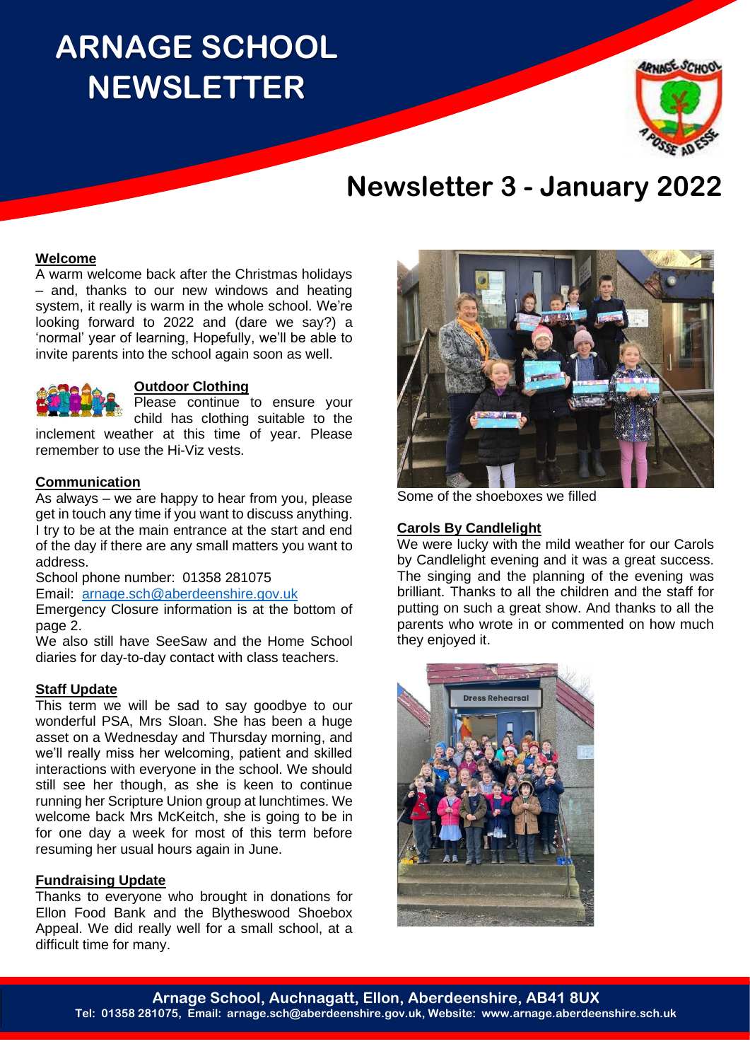# ARNAGE SCHOOL NEWSLETTER

## Newsletter 3 - January 2022

### Welcome

A warm welcome back after the Christmas holidays – and, thanks to our new windows and heating system, it really is warm in the whole school. We're looking forward to 2022 and (dare we say?) a 'normal' year of learning, Hopefully, we'll be able to invite parents into the school again soon as well.

### Outdoor Clothing

Please continue to ensure your child has clothing suitable to the inclement weather at this time of year. Please remember to use the Hi-Viz vests.

### Communication

As always – we are happy to hear from you, please get in touch any time if you want to discuss anything. I try to be at the main entrance at the start and end of the day if there are any small matters you want to address.

School phone number: 01358 281075

Email: arnage.sch@aberdeenshire.gov.uk

Emergency Closure information is at the bottom of page 2.

We also still have SeeSaw and the Home School diaries for day-to-day contact with class teachers.

### Staff Update

This term we will be sad to say goodbye to our wonderful PSA, Mrs Sloan. She has been a huge asset on a Wednesday and Thursday morning, and we'll really miss her welcoming, patient and skilled interactions with everyone in the school. We should still see her though, as she is keen to continue running her Scripture Union group at lunchtimes. We welcome back Mrs McKeitch, she is going to be in for one day a week for most of this term before resuming her usual hours again in June.

### Fundraising Update

Thanks to everyone who brought in donations for Ellon Food Bank and the Blytheswood Shoebox Appeal. We did really well for a small school, at a difficult time for many.

Some of the shoeboxes we filled

### Carols By Candlelight

We were lucky with the mild weather for our Carols by Candlelight evening and it was a great success. The singing and the planning of the evening was brilliant. Thanks to all the children and the staff for putting on such a great show. And thanks to all the parents who wrote in or commented on how much they enjoyed it.

Arnage School, Auchnagatt, Ellon, Aberdeenshire, AB41 8UX
Tel: 01358 281075, Email: arnage.sch@aberdeenshire.gov.uk, Website: www.arnage.aberdeenshire.sch.uk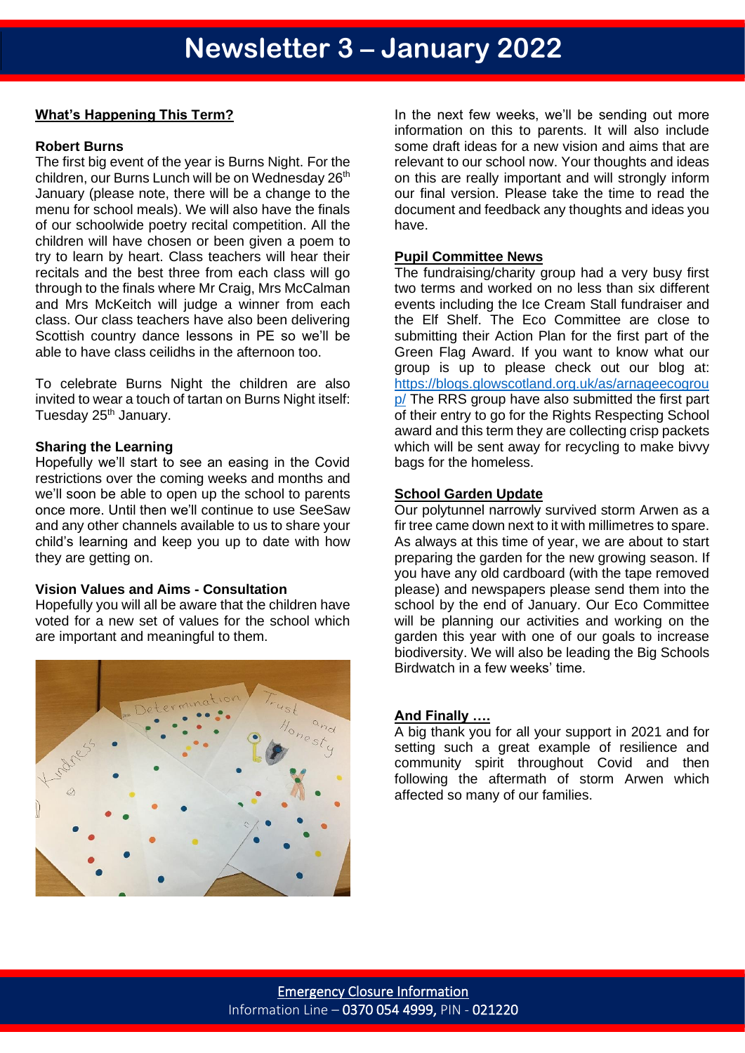# Newsletter 3 – January 2022

## What's Happening This Term?

**Robert Burns**

The first big event of the year is Burns Night. For the children, our Burns Lunch will be on Wednesday 26th January (please note, there will be a change to the menu for school meals). We will also have the finals of our schoolwide poetry recital competition. All the children will have chosen or been given a poem to try to learn by heart. Class teachers will hear their recitals and the best three from each class will go through to the finals where Mr Craig, Mrs McCalman and Mrs McKeitch will judge a winner from each class. Our class teachers have also been delivering Scottish country dance lessons in PE so we'll be able to have class ceilidhs in the afternoon too.

To celebrate Burns Night the children are also invited to wear a touch of tartan on Burns Night itself: Tuesday 25th January.

**Sharing the Learning**

Hopefully we'll start to see an easing in the Covid restrictions over the coming weeks and months and we'll soon be able to open up the school to parents once more. Until then we'll continue to use SeeSaw and any other channels available to us to share your child's learning and keep you up to date with how they are getting on.

**Vision Values and Aims - Consultation**

Hopefully you will all be aware that the children have voted for a new set of values for the school which are important and meaningful to them.

In the next few weeks, we'll be sending out more information on this to parents. It will also include some draft ideas for a new vision and aims that are relevant to our school now. Your thoughts and ideas on this are really important and will strongly inform our final version. Please take the time to read the document and feedback any thoughts and ideas you have.

## Pupil Committee News

The fundraising/charity group had a very busy first two terms and worked on no less than six different events including the Ice Cream Stall fundraiser and the Elf Shelf. The Eco Committee are close to submitting their Action Plan for the first part of the Green Flag Award. If you want to know what our group is up to please check out our blog at: https://blogs.glowscotland.org.uk/as/arnageecogroup/ The RRS group have also submitted the first part of their entry to go for the Rights Respecting School award and this term they are collecting crisp packets which will be sent away for recycling to make bivvy bags for the homeless.

## School Garden Update

Our polytunnel narrowly survived storm Arwen as a fir tree came down next to it with millimetres to spare. As always at this time of year, we are about to start preparing the garden for the new growing season. If you have any old cardboard (with the tape removed please) and newspapers please send them into the school by the end of January. Our Eco Committee will be planning our activities and working on the garden this year with one of our goals to increase biodiversity. We will also be leading the Big Schools Birdwatch in a few weeks' time.

## And Finally ….

A big thank you for all your support in 2021 and for setting such a great example of resilience and community spirit throughout Covid and then following the aftermath of storm Arwen which affected so many of our families.

**Emergency Closure Information**
Information Line – **0370 054 4999**, PIN - **021220**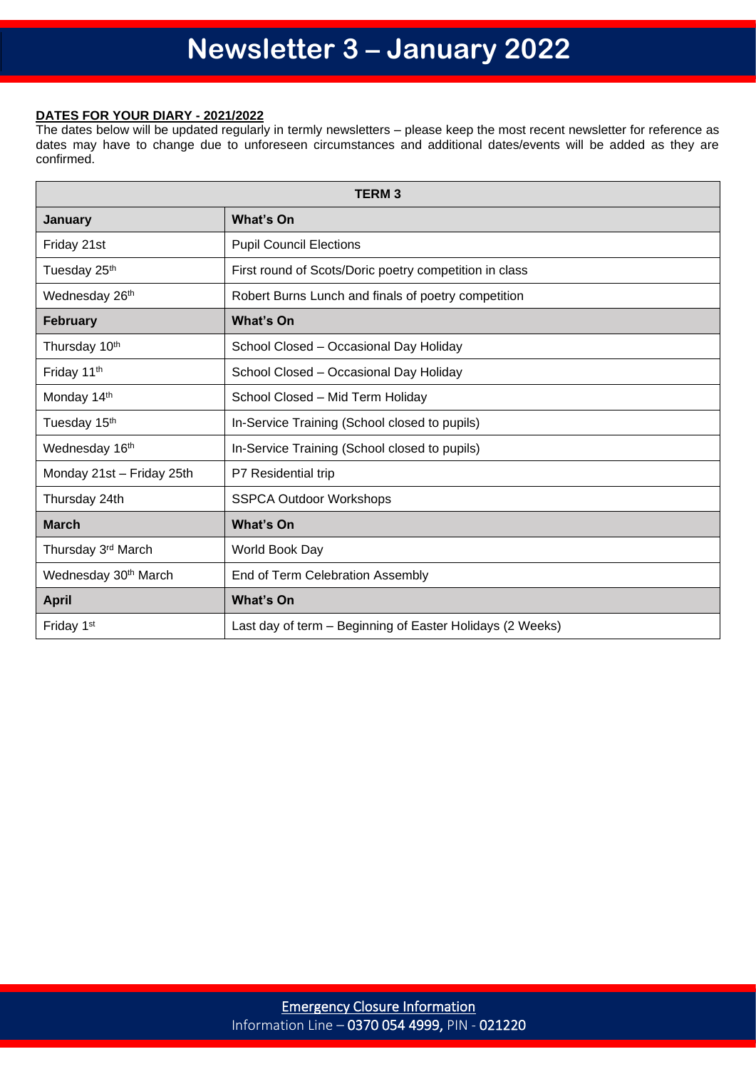# Newsletter 3 – January 2022

**DATES FOR YOUR DIARY - 2021/2022**

The dates below will be updated regularly in termly newsletters – please keep the most recent newsletter for reference as dates may have to change due to unforeseen circumstances and additional dates/events will be added as they are confirmed.

| TERM 3 | |
|---|---|
| **January** | **What's On** |
| Friday 21st | Pupil Council Elections |
| Tuesday 25th | First round of Scots/Doric poetry competition in class |
| Wednesday 26th | Robert Burns Lunch and finals of poetry competition |
| **February** | **What's On** |
| Thursday 10th | School Closed – Occasional Day Holiday |
| Friday 11th | School Closed – Occasional Day Holiday |
| Monday 14th | School Closed – Mid Term Holiday |
| Tuesday 15th | In-Service Training (School closed to pupils) |
| Wednesday 16th | In-Service Training (School closed to pupils) |
| Monday 21st – Friday 25th | P7 Residential trip |
| Thursday 24th | SSPCA Outdoor Workshops |
| **March** | **What's On** |
| Thursday 3rd March | World Book Day |
| Wednesday 30th March | End of Term Celebration Assembly |
| **April** | **What's On** |
| Friday 1st | Last day of term – Beginning of Easter Holidays (2 Weeks) |

Emergency Closure Information
Information Line – 0370 054 4999, PIN - 021220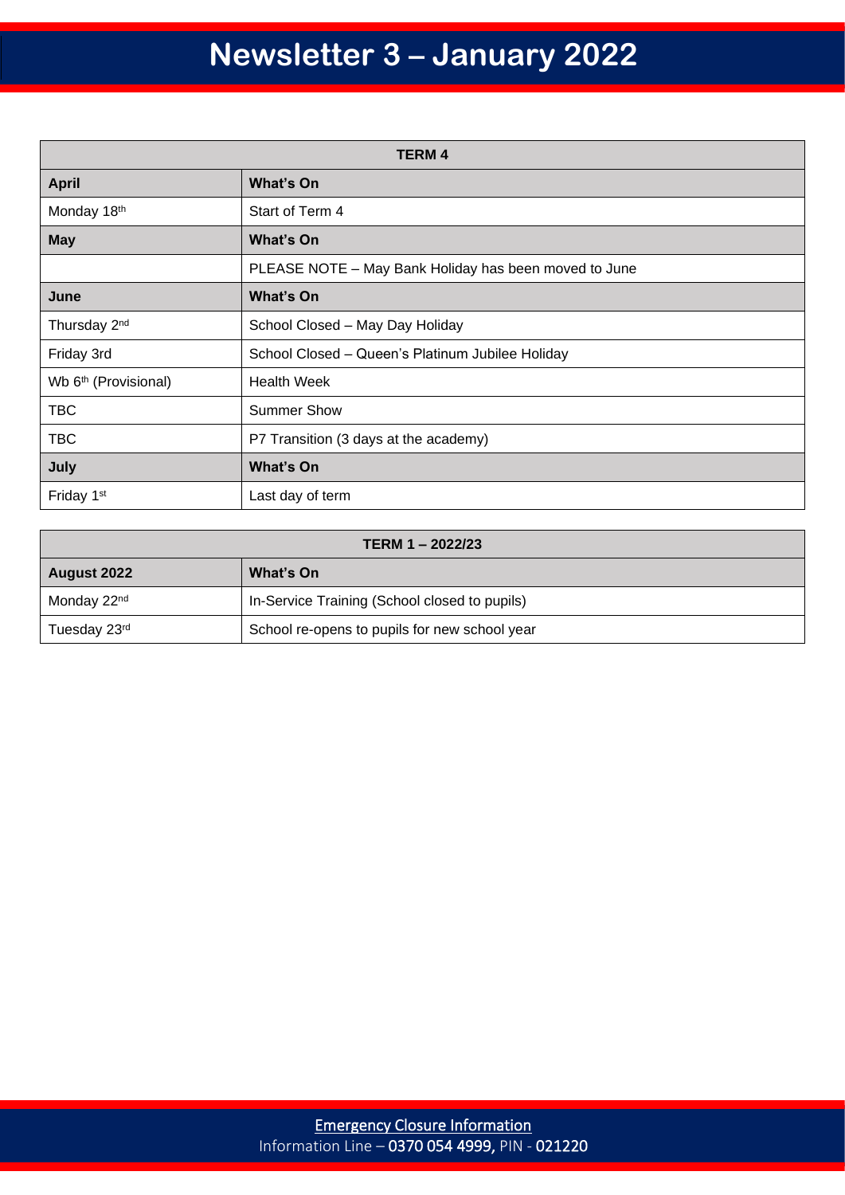# Newsletter 3 – January 2022

| TERM 4 | |
|---|---|
| **April** | **What's On** |
| Monday 18th | Start of Term 4 |
| **May** | **What's On** |
| | PLEASE NOTE – May Bank Holiday has been moved to June |
| **June** | **What's On** |
| Thursday 2nd | School Closed – May Day Holiday |
| Friday 3rd | School Closed – Queen's Platinum Jubilee Holiday |
| Wb 6th (Provisional) | Health Week |
| TBC | Summer Show |
| TBC | P7 Transition (3 days at the academy) |
| **July** | **What's On** |
| Friday 1st | Last day of term |

| TERM 1 – 2022/23 | |
|---|---|
| **August 2022** | **What's On** |
| Monday 22nd | In-Service Training (School closed to pupils) |
| Tuesday 23rd | School re-opens to pupils for new school year |

Emergency Closure Information
Information Line – 0370 054 4999, PIN - 021220